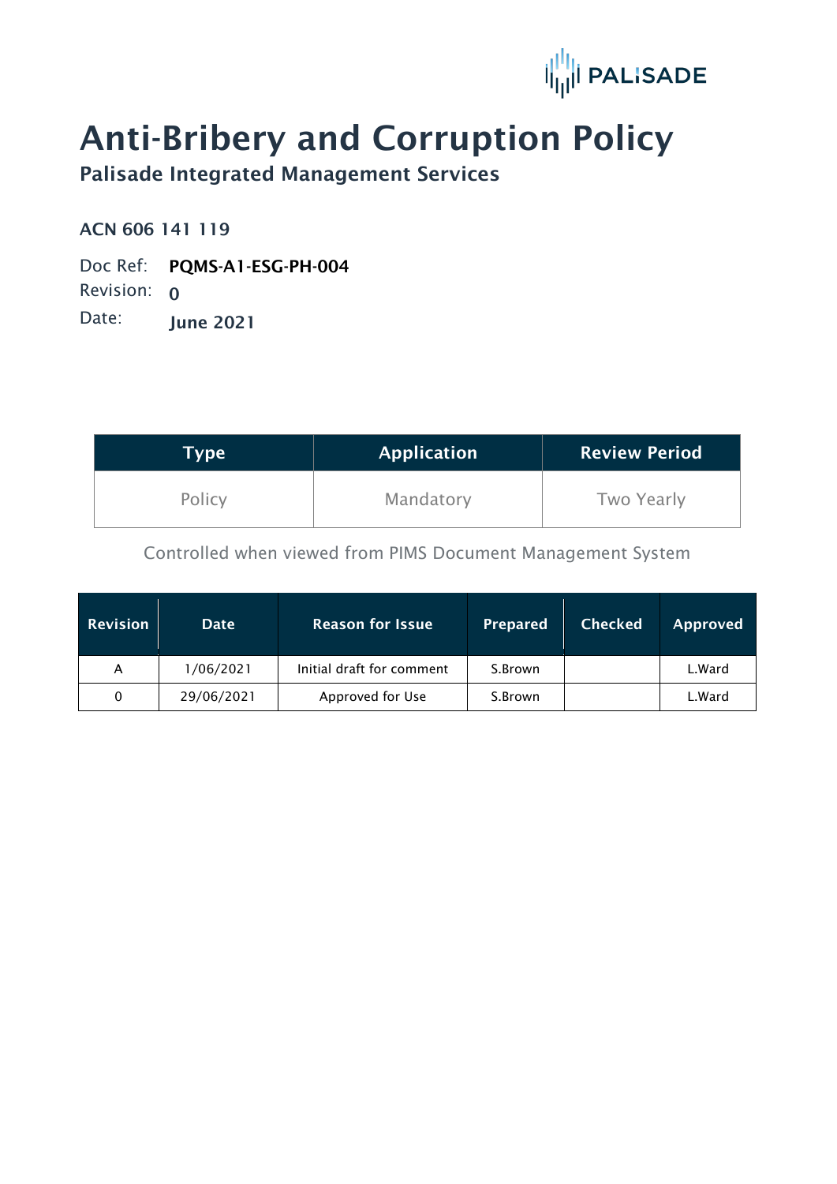PALISADE

# Anti-Bribery and Corruption Policy

## Palisade Integrated Management Services

ACN 606 141 119

Doc Ref: **PQMS-A1-ESG-PH-004**

Revision: **0**

Date: **June 2021**

| Type | Application | Review Period |
|---|---|---|
| Policy | Mandatory | Two Yearly |

Controlled when viewed from PIMS Document Management System

| Revision | Date | Reason for Issue | Prepared | Checked | Approved |
|---|---|---|---|---|---|
| A | 1/06/2021 | Initial draft for comment | S.Brown | | L.Ward |
| 0 | 29/06/2021 | Approved for Use | S.Brown | | L.Ward |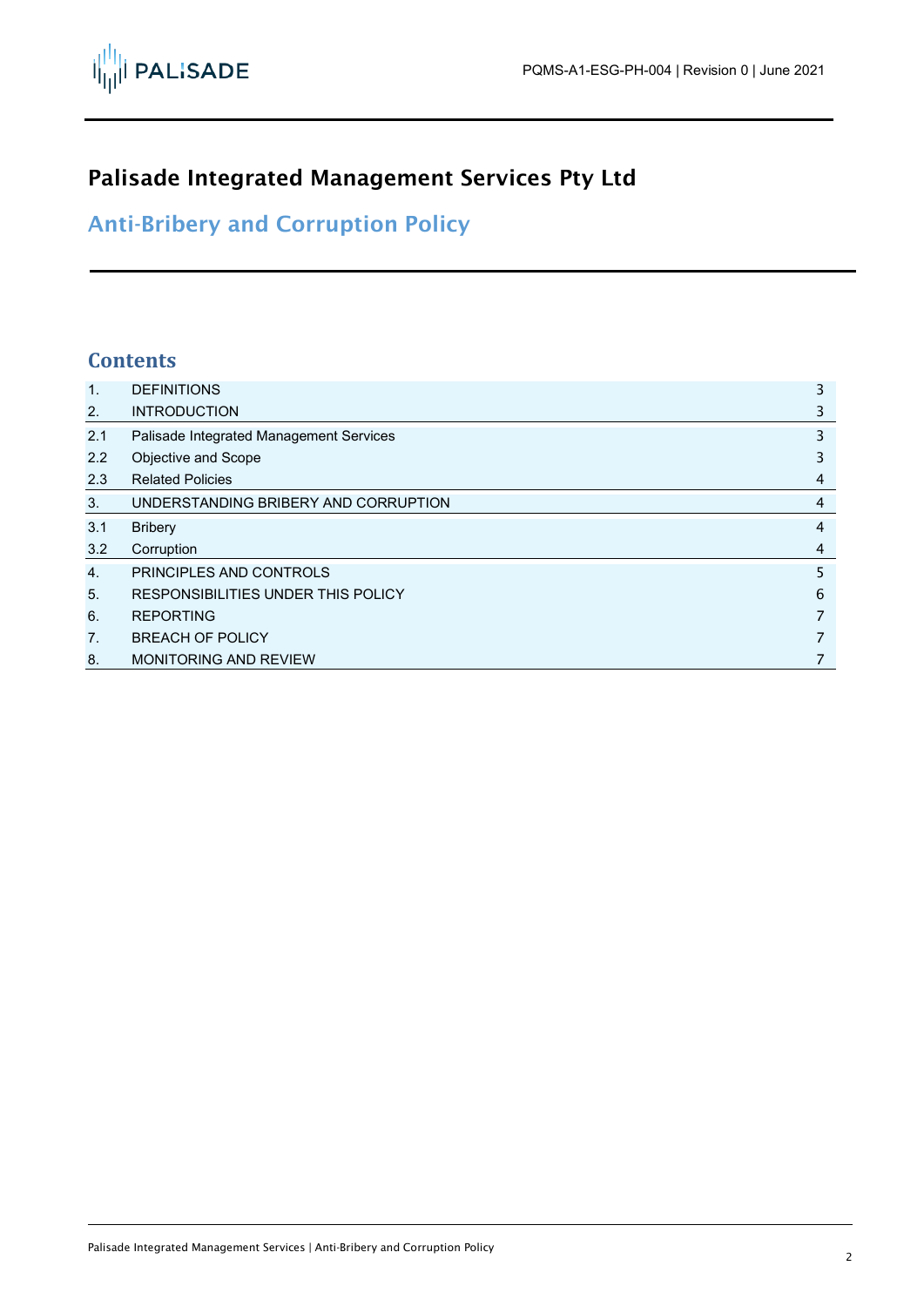# Palisade Integrated Management Services Pty Ltd

## Anti-Bribery and Corruption Policy

## Contents

| | | |
|---|---|---|
| 1. | DEFINITIONS | 3 |
| 2. | INTRODUCTION | 3 |
| 2.1 | Palisade Integrated Management Services | 3 |
| 2.2 | Objective and Scope | 3 |
| 2.3 | Related Policies | 4 |
| 3. | UNDERSTANDING BRIBERY AND CORRUPTION | 4 |
| 3.1 | Bribery | 4 |
| 3.2 | Corruption | 4 |
| 4. | PRINCIPLES AND CONTROLS | 5 |
| 5. | RESPONSIBILITIES UNDER THIS POLICY | 6 |
| 6. | REPORTING | 7 |
| 7. | BREACH OF POLICY | 7 |
| 8. | MONITORING AND REVIEW | 7 |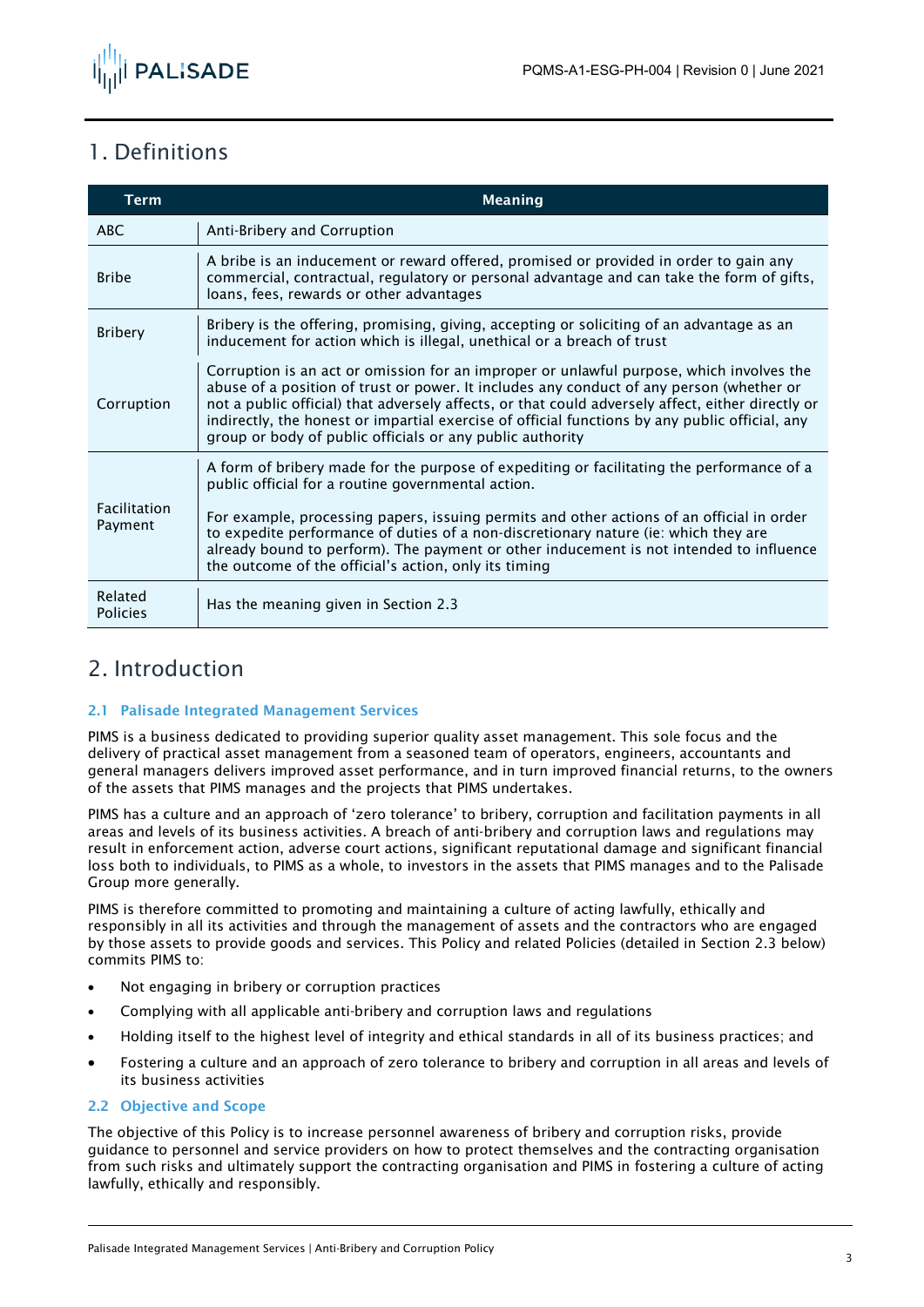# 1. Definitions

| Term | Meaning |
|---|---|
| ABC | Anti-Bribery and Corruption |
| Bribe | A bribe is an inducement or reward offered, promised or provided in order to gain any commercial, contractual, regulatory or personal advantage and can take the form of gifts, loans, fees, rewards or other advantages |
| Bribery | Bribery is the offering, promising, giving, accepting or soliciting of an advantage as an inducement for action which is illegal, unethical or a breach of trust |
| Corruption | Corruption is an act or omission for an improper or unlawful purpose, which involves the abuse of a position of trust or power. It includes any conduct of any person (whether or not a public official) that adversely affects, or that could adversely affect, either directly or indirectly, the honest or impartial exercise of official functions by any public official, any group or body of public officials or any public authority |
| Facilitation Payment | A form of bribery made for the purpose of expediting or facilitating the performance of a public official for a routine governmental action.<br><br>For example, processing papers, issuing permits and other actions of an official in order to expedite performance of duties of a non-discretionary nature (ie: which they are already bound to perform). The payment or other inducement is not intended to influence the outcome of the official's action, only its timing |
| Related Policies | Has the meaning given in Section 2.3 |

# 2. Introduction

## 2.1 Palisade Integrated Management Services

PIMS is a business dedicated to providing superior quality asset management. This sole focus and the delivery of practical asset management from a seasoned team of operators, engineers, accountants and general managers delivers improved asset performance, and in turn improved financial returns, to the owners of the assets that PIMS manages and the projects that PIMS undertakes.

PIMS has a culture and an approach of 'zero tolerance' to bribery, corruption and facilitation payments in all areas and levels of its business activities. A breach of anti-bribery and corruption laws and regulations may result in enforcement action, adverse court actions, significant reputational damage and significant financial loss both to individuals, to PIMS as a whole, to investors in the assets that PIMS manages and to the Palisade Group more generally.

PIMS is therefore committed to promoting and maintaining a culture of acting lawfully, ethically and responsibly in all its activities and through the management of assets and the contractors who are engaged by those assets to provide goods and services. This Policy and related Policies (detailed in Section 2.3 below) commits PIMS to:

- Not engaging in bribery or corruption practices
- Complying with all applicable anti-bribery and corruption laws and regulations
- Holding itself to the highest level of integrity and ethical standards in all of its business practices; and
- Fostering a culture and an approach of zero tolerance to bribery and corruption in all areas and levels of its business activities

## 2.2 Objective and Scope

The objective of this Policy is to increase personnel awareness of bribery and corruption risks, provide guidance to personnel and service providers on how to protect themselves and the contracting organisation from such risks and ultimately support the contracting organisation and PIMS in fostering a culture of acting lawfully, ethically and responsibly.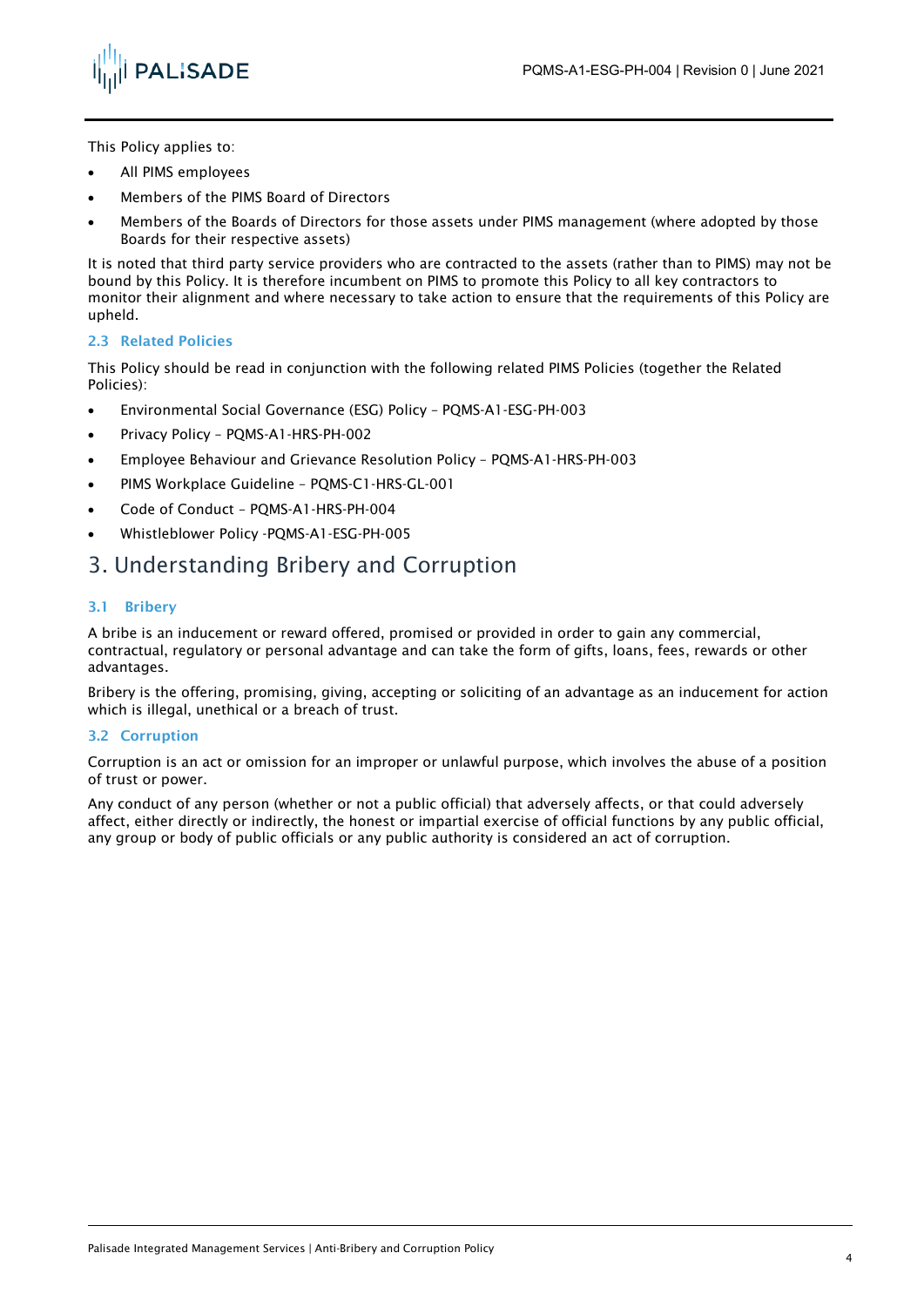This Policy applies to:

- All PIMS employees
- Members of the PIMS Board of Directors
- Members of the Boards of Directors for those assets under PIMS management (where adopted by those Boards for their respective assets)

It is noted that third party service providers who are contracted to the assets (rather than to PIMS) may not be bound by this Policy. It is therefore incumbent on PIMS to promote this Policy to all key contractors to monitor their alignment and where necessary to take action to ensure that the requirements of this Policy are upheld.

### 2.3 Related Policies

This Policy should be read in conjunction with the following related PIMS Policies (together the Related Policies):

- Environmental Social Governance (ESG) Policy – PQMS-A1-ESG-PH-003
- Privacy Policy – PQMS-A1-HRS-PH-002
- Employee Behaviour and Grievance Resolution Policy – PQMS-A1-HRS-PH-003
- PIMS Workplace Guideline – PQMS-C1-HRS-GL-001
- Code of Conduct – PQMS-A1-HRS-PH-004
- Whistleblower Policy -PQMS-A1-ESG-PH-005

# 3. Understanding Bribery and Corruption

### 3.1 Bribery

A bribe is an inducement or reward offered, promised or provided in order to gain any commercial, contractual, regulatory or personal advantage and can take the form of gifts, loans, fees, rewards or other advantages.

Bribery is the offering, promising, giving, accepting or soliciting of an advantage as an inducement for action which is illegal, unethical or a breach of trust.

### 3.2 Corruption

Corruption is an act or omission for an improper or unlawful purpose, which involves the abuse of a position of trust or power.

Any conduct of any person (whether or not a public official) that adversely affects, or that could adversely affect, either directly or indirectly, the honest or impartial exercise of official functions by any public official, any group or body of public officials or any public authority is considered an act of corruption.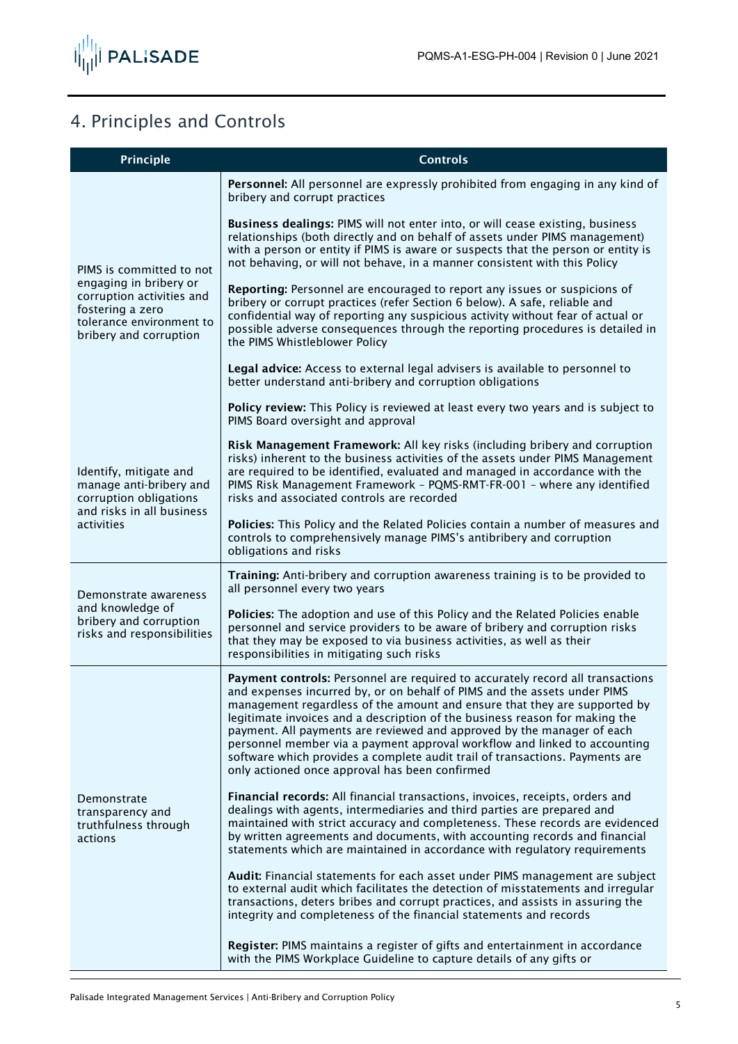## 4. Principles and Controls

| Principle | Controls |
| --- | --- |
| PIMS is committed to not engaging in bribery or corruption activities and fostering a zero tolerance environment to bribery and corruption | **Personnel:** All personnel are expressly prohibited from engaging in any kind of bribery and corrupt practices<br><br>**Business dealings:** PIMS will not enter into, or will cease existing, business relationships (both directly and on behalf of assets under PIMS management) with a person or entity if PIMS is aware or suspects that the person or entity is not behaving, or will not behave, in a manner consistent with this Policy<br><br>**Reporting:** Personnel are encouraged to report any issues or suspicions of bribery or corrupt practices (refer Section 6 below). A safe, reliable and confidential way of reporting any suspicious activity without fear of actual or possible adverse consequences through the reporting procedures is detailed in the PIMS Whistleblower Policy<br><br>**Legal advice:** Access to external legal advisers is available to personnel to better understand anti-bribery and corruption obligations<br><br>**Policy review:** This Policy is reviewed at least every two years and is subject to PIMS Board oversight and approval |
| Identify, mitigate and manage anti-bribery and corruption obligations and risks in all business activities | **Risk Management Framework:** All key risks (including bribery and corruption risks) inherent to the business activities of the assets under PIMS Management are required to be identified, evaluated and managed in accordance with the PIMS Risk Management Framework – PQMS-RMT-FR-001 – where any identified risks and associated controls are recorded<br><br>**Policies:** This Policy and the Related Policies contain a number of measures and controls to comprehensively manage PIMS's antibribery and corruption obligations and risks |
| Demonstrate awareness and knowledge of bribery and corruption risks and responsibilities | **Training:** Anti-bribery and corruption awareness training is to be provided to all personnel every two years<br><br>**Policies:** The adoption and use of this Policy and the Related Policies enable personnel and service providers to be aware of bribery and corruption risks that they may be exposed to via business activities, as well as their responsibilities in mitigating such risks |
| Demonstrate transparency and truthfulness through actions | **Payment controls:** Personnel are required to accurately record all transactions and expenses incurred by, or on behalf of PIMS and the assets under PIMS management regardless of the amount and ensure that they are supported by legitimate invoices and a description of the business reason for making the payment. All payments are reviewed and approved by the manager of each personnel member via a payment approval workflow and linked to accounting software which provides a complete audit trail of transactions. Payments are only actioned once approval has been confirmed<br><br>**Financial records:** All financial transactions, invoices, receipts, orders and dealings with agents, intermediaries and third parties are prepared and maintained with strict accuracy and completeness. These records are evidenced by written agreements and documents, with accounting records and financial statements which are maintained in accordance with regulatory requirements<br><br>**Audit:** Financial statements for each asset under PIMS management are subject to external audit which facilitates the detection of misstatements and irregular transactions, deters bribes and corrupt practices, and assists in assuring the integrity and completeness of the financial statements and records<br><br>**Register:** PIMS maintains a register of gifts and entertainment in accordance with the PIMS Workplace Guideline to capture details of any gifts or |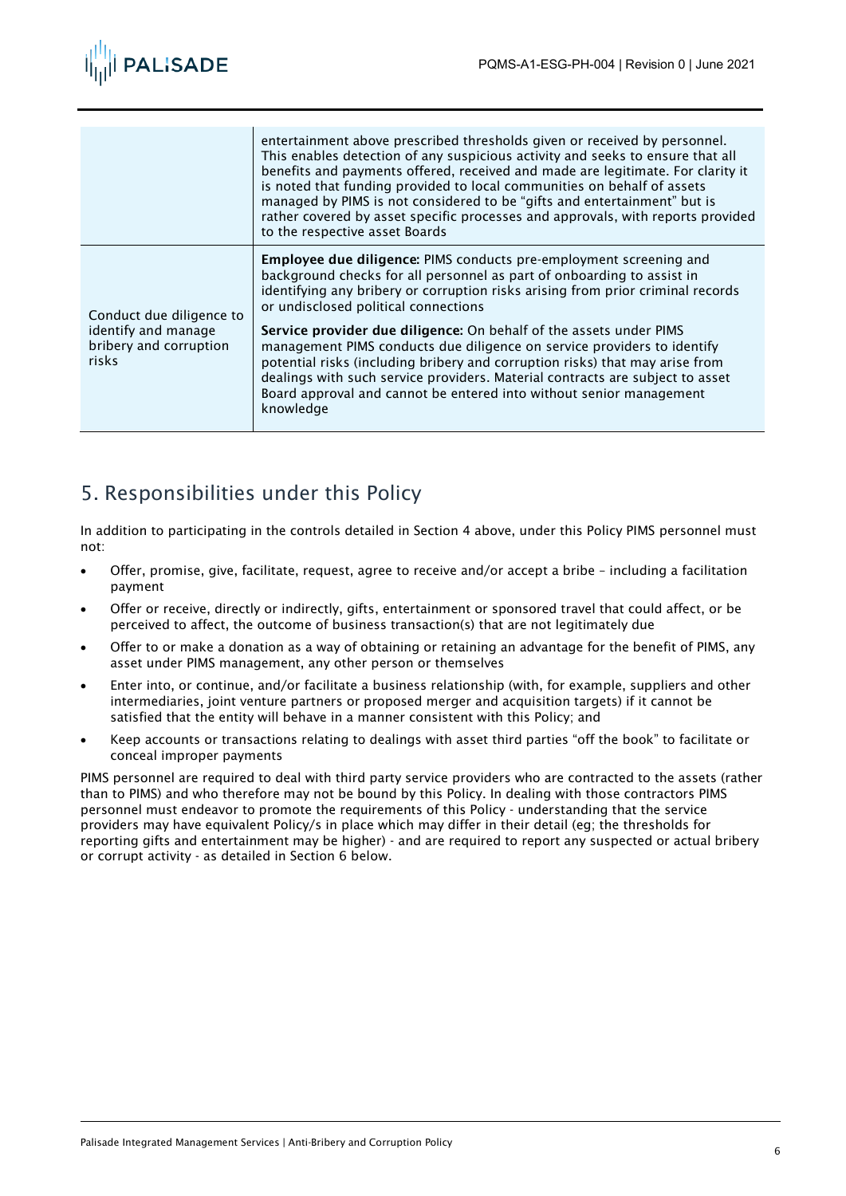| | |
|---|---|
| | entertainment above prescribed thresholds given or received by personnel. This enables detection of any suspicious activity and seeks to ensure that all benefits and payments offered, received and made are legitimate. For clarity it is noted that funding provided to local communities on behalf of assets managed by PIMS is not considered to be "gifts and entertainment" but is rather covered by asset specific processes and approvals, with reports provided to the respective asset Boards |
| Conduct due diligence to identify and manage bribery and corruption risks | **Employee due diligence:** PIMS conducts pre-employment screening and background checks for all personnel as part of onboarding to assist in identifying any bribery or corruption risks arising from prior criminal records or undisclosed political connections<br><br>**Service provider due diligence:** On behalf of the assets under PIMS management PIMS conducts due diligence on service providers to identify potential risks (including bribery and corruption risks) that may arise from dealings with such service providers. Material contracts are subject to asset Board approval and cannot be entered into without senior management knowledge |

## 5. Responsibilities under this Policy

In addition to participating in the controls detailed in Section 4 above, under this Policy PIMS personnel must not:

- Offer, promise, give, facilitate, request, agree to receive and/or accept a bribe – including a facilitation payment
- Offer or receive, directly or indirectly, gifts, entertainment or sponsored travel that could affect, or be perceived to affect, the outcome of business transaction(s) that are not legitimately due
- Offer to or make a donation as a way of obtaining or retaining an advantage for the benefit of PIMS, any asset under PIMS management, any other person or themselves
- Enter into, or continue, and/or facilitate a business relationship (with, for example, suppliers and other intermediaries, joint venture partners or proposed merger and acquisition targets) if it cannot be satisfied that the entity will behave in a manner consistent with this Policy; and
- Keep accounts or transactions relating to dealings with asset third parties "off the book" to facilitate or conceal improper payments

PIMS personnel are required to deal with third party service providers who are contracted to the assets (rather than to PIMS) and who therefore may not be bound by this Policy. In dealing with those contractors PIMS personnel must endeavor to promote the requirements of this Policy - understanding that the service providers may have equivalent Policy/s in place which may differ in their detail (eg; the thresholds for reporting gifts and entertainment may be higher) - and are required to report any suspected or actual bribery or corrupt activity - as detailed in Section 6 below.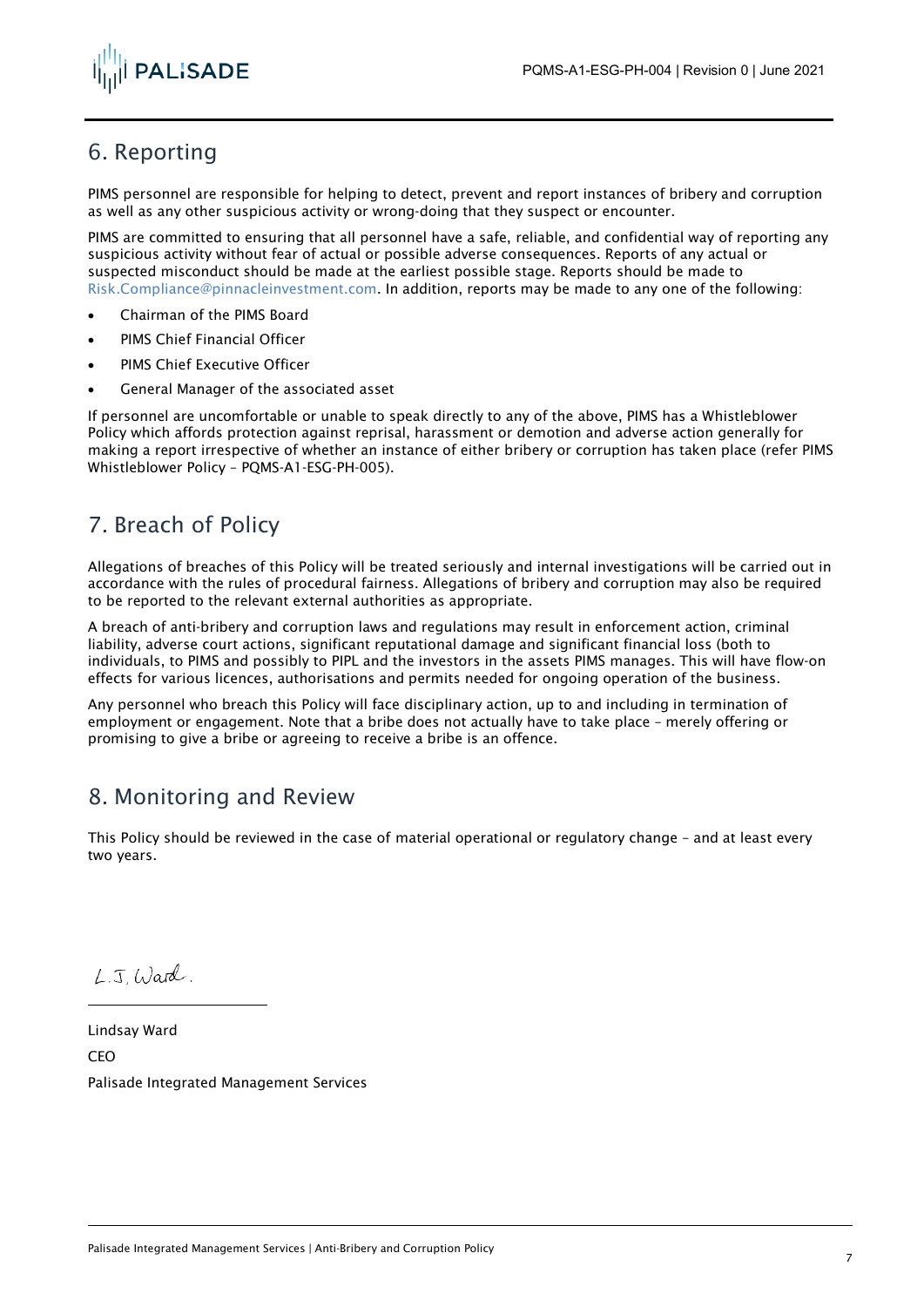## 6. Reporting

PIMS personnel are responsible for helping to detect, prevent and report instances of bribery and corruption as well as any other suspicious activity or wrong-doing that they suspect or encounter.

PIMS are committed to ensuring that all personnel have a safe, reliable, and confidential way of reporting any suspicious activity without fear of actual or possible adverse consequences. Reports of any actual or suspected misconduct should be made at the earliest possible stage. Reports should be made to Risk.Compliance@pinnacleinvestment.com. In addition, reports may be made to any one of the following:

- Chairman of the PIMS Board
- PIMS Chief Financial Officer
- PIMS Chief Executive Officer
- General Manager of the associated asset

If personnel are uncomfortable or unable to speak directly to any of the above, PIMS has a Whistleblower Policy which affords protection against reprisal, harassment or demotion and adverse action generally for making a report irrespective of whether an instance of either bribery or corruption has taken place (refer PIMS Whistleblower Policy – PQMS-A1-ESG-PH-005).

## 7. Breach of Policy

Allegations of breaches of this Policy will be treated seriously and internal investigations will be carried out in accordance with the rules of procedural fairness. Allegations of bribery and corruption may also be required to be reported to the relevant external authorities as appropriate.

A breach of anti-bribery and corruption laws and regulations may result in enforcement action, criminal liability, adverse court actions, significant reputational damage and significant financial loss (both to individuals, to PIMS and possibly to PIPL and the investors in the assets PIMS manages. This will have flow-on effects for various licences, authorisations and permits needed for ongoing operation of the business.

Any personnel who breach this Policy will face disciplinary action, up to and including in termination of employment or engagement. Note that a bribe does not actually have to take place – merely offering or promising to give a bribe or agreeing to receive a bribe is an offence.

## 8. Monitoring and Review

This Policy should be reviewed in the case of material operational or regulatory change – and at least every two years.

L.J. Ward.

Lindsay Ward

CEO

Palisade Integrated Management Services